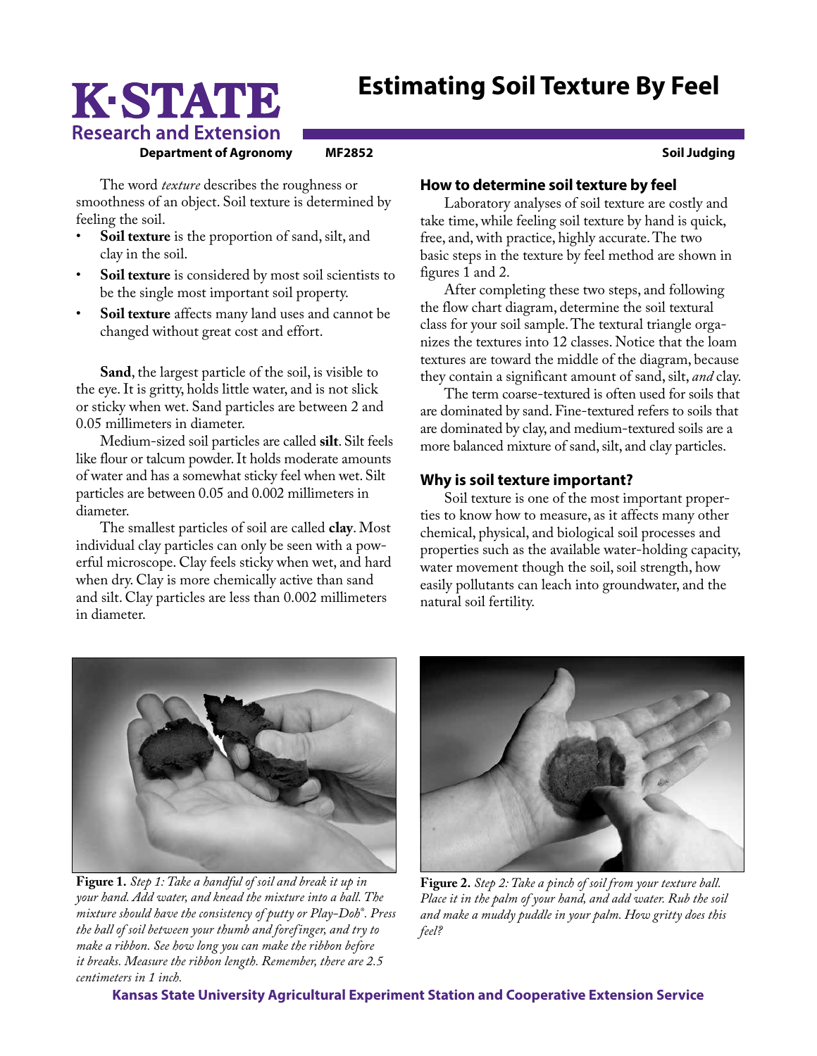# Estimating Soil Texture By Feel

K-STATE Research and Extension

**Department of Agronomy** **MF2852** **Soil Judging**

The word *texture* describes the roughness or smoothness of an object. Soil texture is determined by feeling the soil.

- **Soil texture** is the proportion of sand, silt, and clay in the soil.
- **Soil texture** is considered by most soil scientists to be the single most important soil property.
- **Soil texture** affects many land uses and cannot be changed without great cost and effort.

**Sand**, the largest particle of the soil, is visible to the eye. It is gritty, holds little water, and is not slick or sticky when wet. Sand particles are between 2 and 0.05 millimeters in diameter.

Medium-sized soil particles are called **silt**. Silt feels like flour or talcum powder. It holds moderate amounts of water and has a somewhat sticky feel when wet. Silt particles are between 0.05 and 0.002 millimeters in diameter.

The smallest particles of soil are called **clay**. Most individual clay particles can only be seen with a powerful microscope. Clay feels sticky when wet, and hard when dry. Clay is more chemically active than sand and silt. Clay particles are less than 0.002 millimeters in diameter.

## How to determine soil texture by feel

Laboratory analyses of soil texture are costly and take time, while feeling soil texture by hand is quick, free, and, with practice, highly accurate. The two basic steps in the texture by feel method are shown in figures 1 and 2.

After completing these two steps, and following the flow chart diagram, determine the soil textural class for your soil sample. The textural triangle organizes the textures into 12 classes. Notice that the loam textures are toward the middle of the diagram, because they contain a significant amount of sand, silt, *and* clay.

The term coarse-textured is often used for soils that are dominated by sand. Fine-textured refers to soils that are dominated by clay, and medium-textured soils are a more balanced mixture of sand, silt, and clay particles.

## Why is soil texture important?

Soil texture is one of the most important properties to know how to measure, as it affects many other chemical, physical, and biological soil processes and properties such as the available water-holding capacity, water movement though the soil, soil strength, how easily pollutants can leach into groundwater, and the natural soil fertility.

**Figure 1.** *Step 1: Take a handful of soil and break it up in your hand. Add water, and knead the mixture into a ball. The mixture should have the consistency of putty or Play-Doh®. Press the ball of soil between your thumb and forefinger, and try to make a ribbon. See how long you can make the ribbon before it breaks. Measure the ribbon length. Remember, there are 2.5 centimeters in 1 inch.*

**Figure 2.** *Step 2: Take a pinch of soil from your texture ball. Place it in the palm of your hand, and add water. Rub the soil and make a muddy puddle in your palm. How gritty does this feel?*

**Kansas State University Agricultural Experiment Station and Cooperative Extension Service**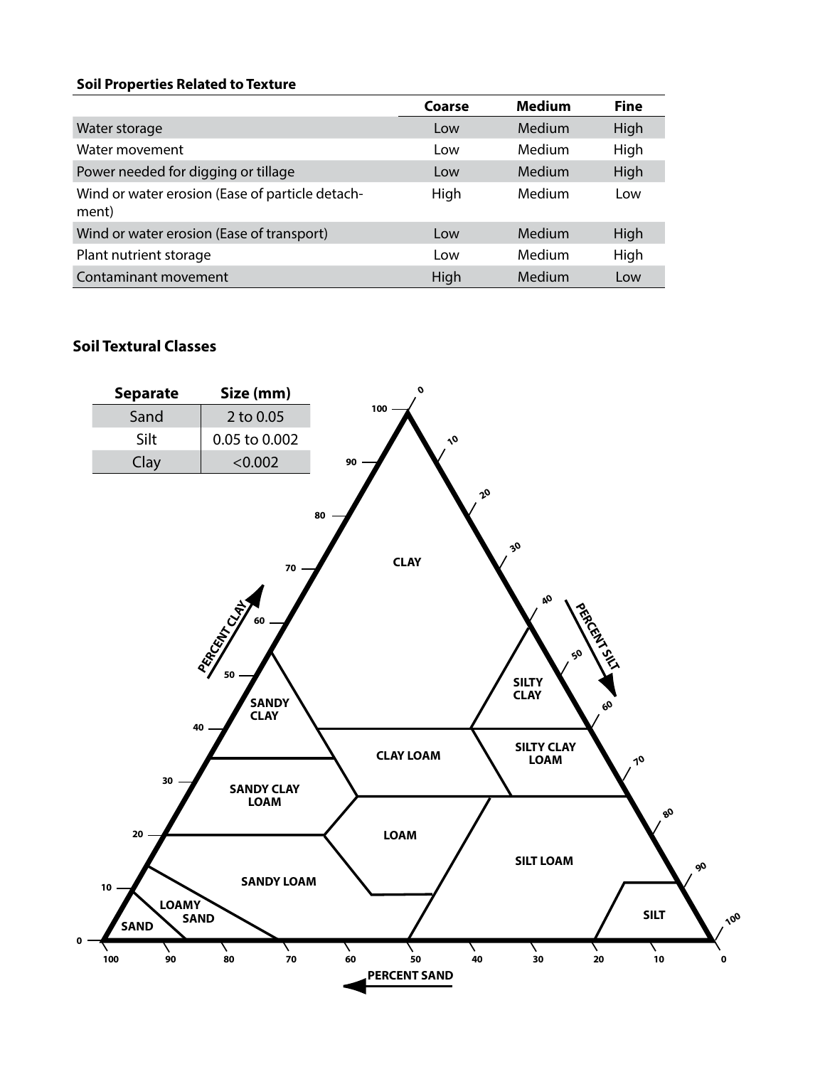**Soil Properties Related to Texture**

| | Coarse | Medium | Fine |
|---|---|---|---|
| Water storage | Low | Medium | High |
| Water movement | Low | Medium | High |
| Power needed for digging or tillage | Low | Medium | High |
| Wind or water erosion (Ease of particle detachment) | High | Medium | Low |
| Wind or water erosion (Ease of transport) | Low | Medium | High |
| Plant nutrient storage | Low | Medium | High |
| Contaminant movement | High | Medium | Low |

**Soil Textural Classes**

| Separate | Size (mm) |
|---|---|
| Sand | 2 to 0.05 |
| Silt | 0.05 to 0.002 |
| Clay | <0.002 |

CLAY

SANDY CLAY

SILTY CLAY

CLAY LOAM

SILTY CLAY LOAM

SANDY CLAY LOAM

LOAM

SILT LOAM

SANDY LOAM

LOAMY SAND

SAND

SILT

PERCENT CLAY

PERCENT SILT

PERCENT SAND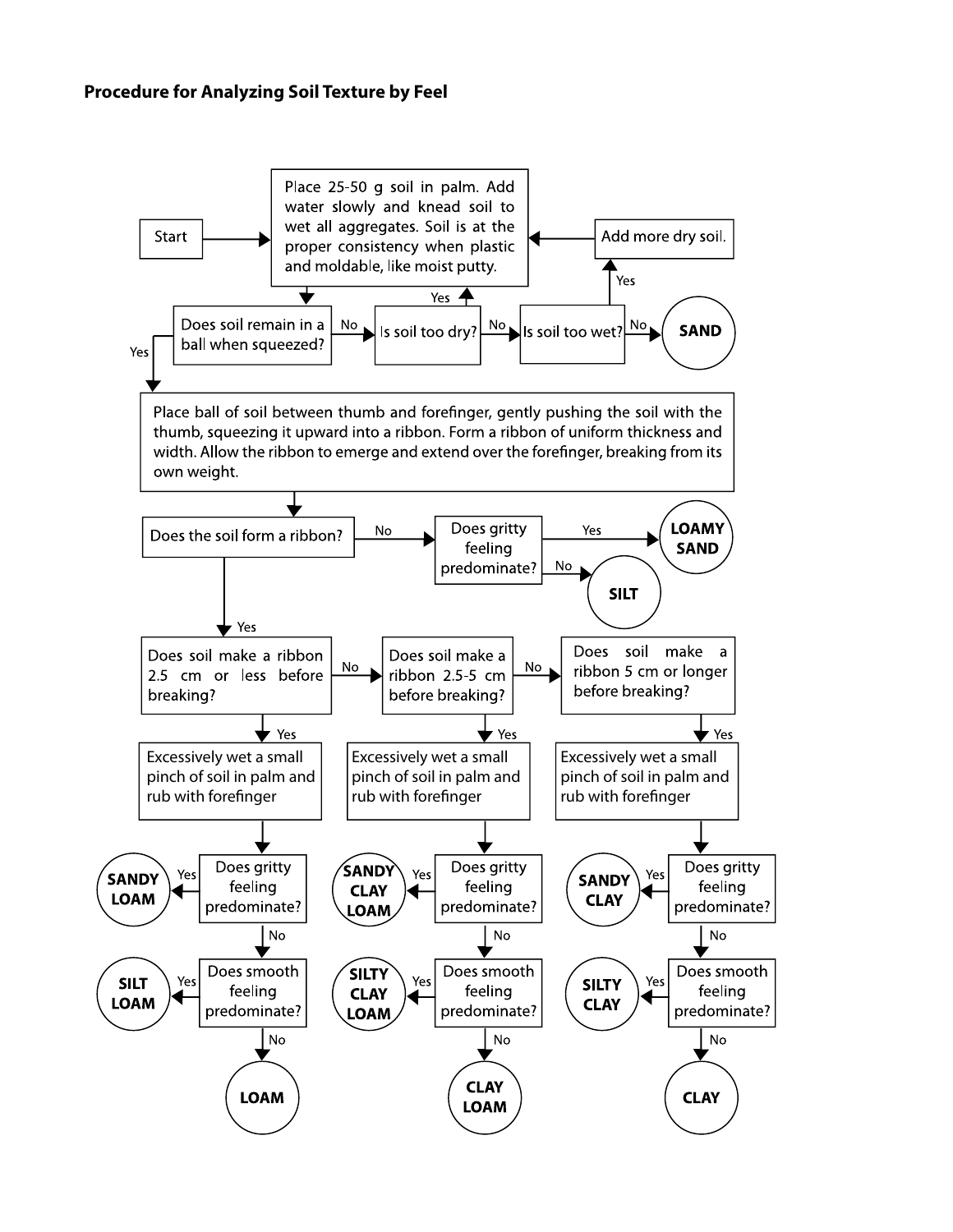### Procedure for Analyzing Soil Texture by Feel

- **Start** → Place 25-50 g soil in palm. Add water slowly and knead soil to wet all aggregates. Soil is at the proper consistency when plastic and moldable, like moist putty.
- Does soil remain in a ball when squeezed?
  - **No** → Is soil too dry?
    - **Yes** → Return to: Place 25-50 g soil in palm…
    - **No** → Is soil too wet?
      - **Yes** → Add more dry soil. → Return to: Place 25-50 g soil in palm…
      - **No** → **SAND**
  - **Yes** → Place ball of soil between thumb and forefinger, gently pushing the soil with the thumb, squeezing it upward into a ribbon. Form a ribbon of uniform thickness and width. Allow the ribbon to emerge and extend over the forefinger, breaking from its own weight.
- Does the soil form a ribbon?
  - **No** → Does gritty feeling predominate?
    - **Yes** → **LOAMY SAND**
    - **No** → **SILT**
  - **Yes** → Does soil make a ribbon 2.5 cm or less before breaking?
    - **Yes** → Excessively wet a small pinch of soil in palm and rub with forefinger
      - Does gritty feeling predominate?
        - **Yes** → **SANDY LOAM**
        - **No** → Does smooth feeling predominate?
          - **Yes** → **SILT LOAM**
          - **No** → **LOAM**
    - **No** → Does soil make a ribbon 2.5-5 cm before breaking?
      - **Yes** → Excessively wet a small pinch of soil in palm and rub with forefinger
        - Does gritty feeling predominate?
          - **Yes** → **SANDY CLAY LOAM**
          - **No** → Does smooth feeling predominate?
            - **Yes** → **SILTY CLAY LOAM**
            - **No** → **CLAY LOAM**
      - **No** → Does soil make a ribbon 5 cm or longer before breaking?
        - **Yes** → Excessively wet a small pinch of soil in palm and rub with forefinger
          - Does gritty feeling predominate?
            - **Yes** → **SANDY CLAY**
            - **No** → Does smooth feeling predominate?
              - **Yes** → **SILTY CLAY**
              - **No** → **CLAY**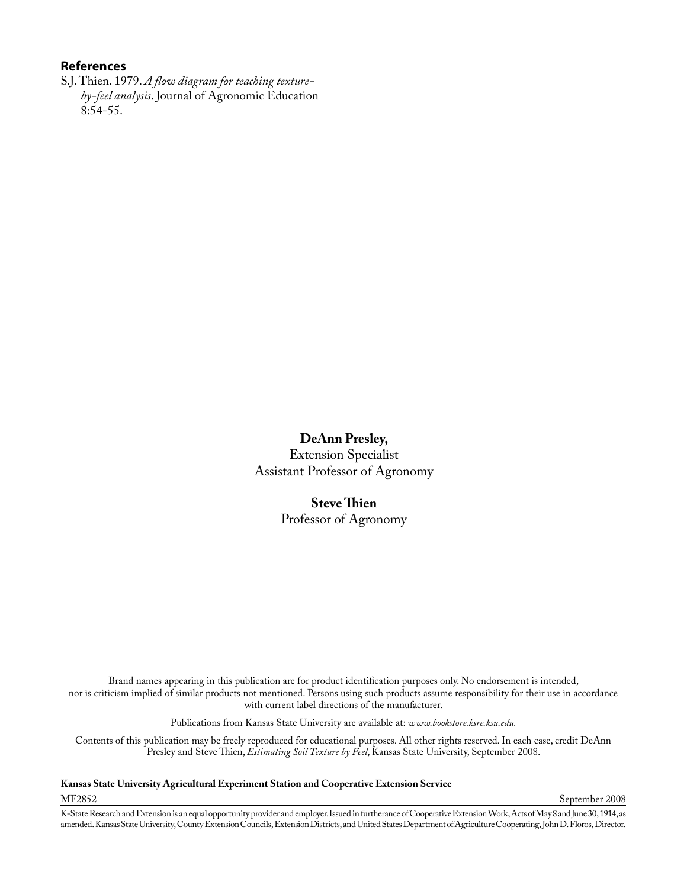## References

S.J. Thien. 1979. *A flow diagram for teaching texture-by-feel analysis*. Journal of Agronomic Education 8:54-55.

**DeAnn Presley,**
Extension Specialist
Assistant Professor of Agronomy

**Steve Thien**
Professor of Agronomy

Brand names appearing in this publication are for product identification purposes only. No endorsement is intended, nor is criticism implied of similar products not mentioned. Persons using such products assume responsibility for their use in accordance with current label directions of the manufacturer.

Publications from Kansas State University are available at: *www.bookstore.ksre.ksu.edu.*

Contents of this publication may be freely reproduced for educational purposes. All other rights reserved. In each case, credit DeAnn Presley and Steve Thien, *Estimating Soil Texture by Feel*, Kansas State University, September 2008.

**Kansas State University Agricultural Experiment Station and Cooperative Extension Service**

MF2852 September 2008

K-State Research and Extension is an equal opportunity provider and employer. Issued in furtherance of Cooperative Extension Work, Acts of May 8 and June 30, 1914, as amended. Kansas State University, County Extension Councils, Extension Districts, and United States Department of Agriculture Cooperating, John D. Floros, Director.